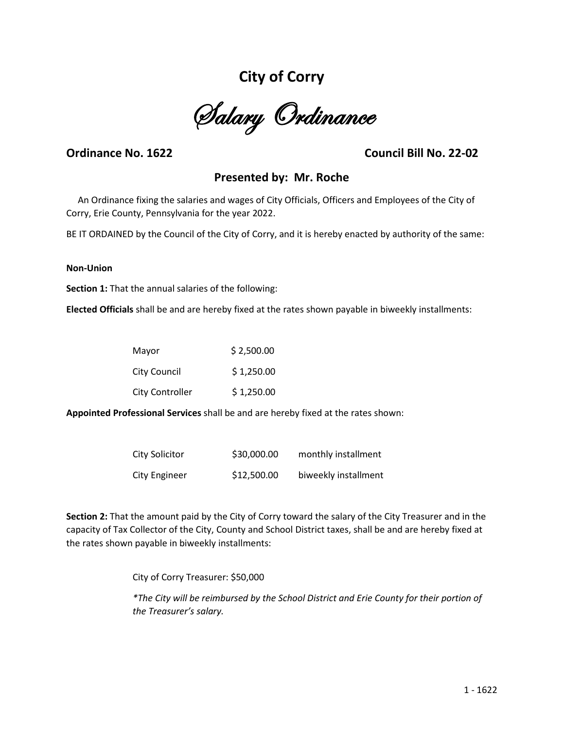# City of Corry

## Salary Ordinance

**Ordinance No. 1622** **Council Bill No. 22-02**

**Presented by: Mr. Roche**

An Ordinance fixing the salaries and wages of City Officials, Officers and Employees of the City of Corry, Erie County, Pennsylvania for the year 2022.

BE IT ORDAINED by the Council of the City of Corry, and it is hereby enacted by authority of the same:

**Non-Union**

**Section 1:** That the annual salaries of the following:

**Elected Officials** shall be and are hereby fixed at the rates shown payable in biweekly installments:

| | |
|---|---|
| Mayor | $ 2,500.00 |
| City Council | $ 1,250.00 |
| City Controller | $ 1,250.00 |

**Appointed Professional Services** shall be and are hereby fixed at the rates shown:

| | | |
|---|---|---|
| City Solicitor | $30,000.00 | monthly installment |
| City Engineer | $12,500.00 | biweekly installment |

**Section 2:** That the amount paid by the City of Corry toward the salary of the City Treasurer and in the capacity of Tax Collector of the City, County and School District taxes, shall be and are hereby fixed at the rates shown payable in biweekly installments:

City of Corry Treasurer: $50,000

*\*The City will be reimbursed by the School District and Erie County for their portion of the Treasurer's salary.*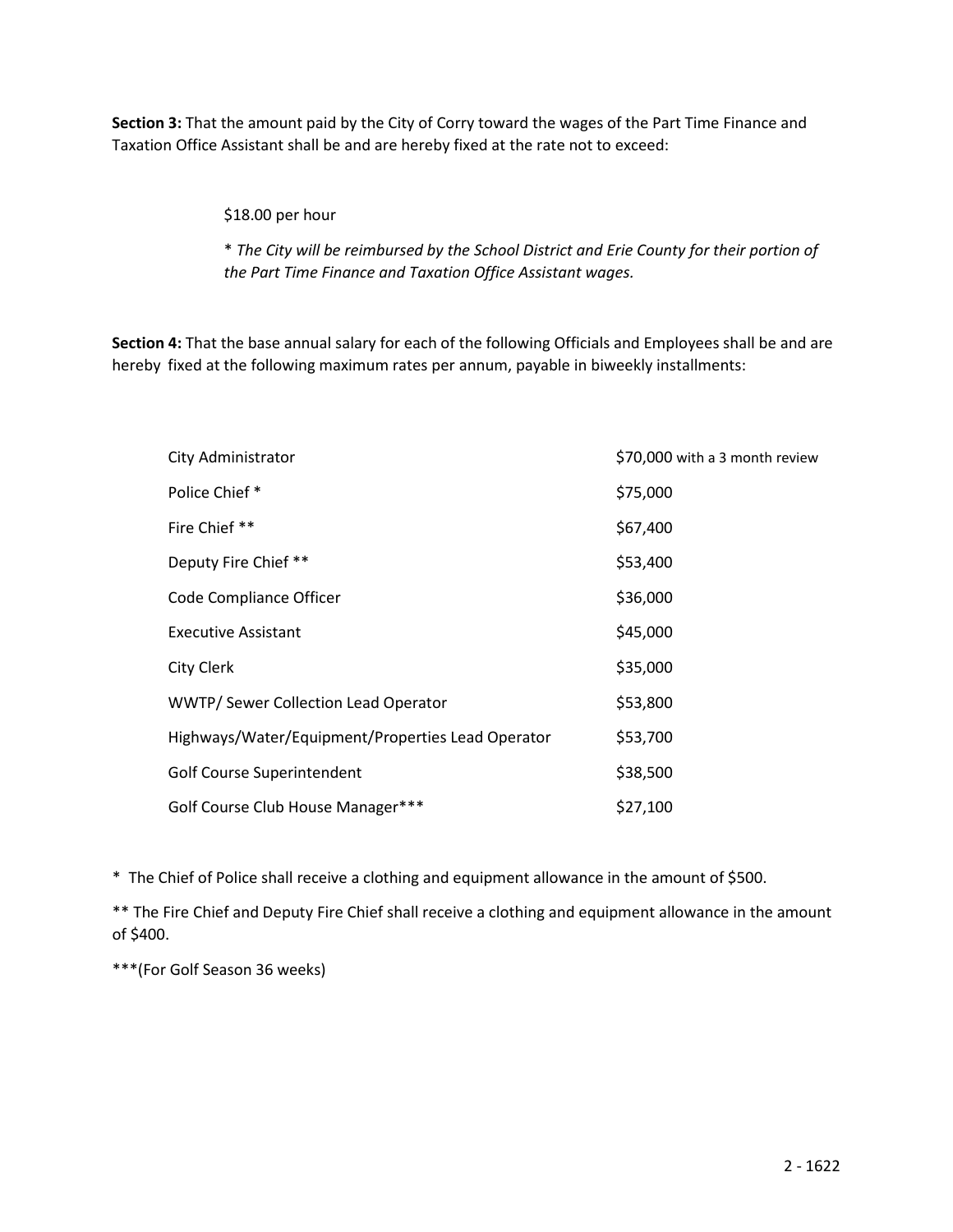**Section 3:** That the amount paid by the City of Corry toward the wages of the Part Time Finance and Taxation Office Assistant shall be and are hereby fixed at the rate not to exceed:

$18.00 per hour

* *The City will be reimbursed by the School District and Erie County for their portion of the Part Time Finance and Taxation Office Assistant wages.*

**Section 4:** That the base annual salary for each of the following Officials and Employees shall be and are hereby fixed at the following maximum rates per annum, payable in biweekly installments:

| Position | Salary |
|---|---|
| City Administrator | $70,000 with a 3 month review |
| Police Chief * | $75,000 |
| Fire Chief ** | $67,400 |
| Deputy Fire Chief ** | $53,400 |
| Code Compliance Officer | $36,000 |
| Executive Assistant | $45,000 |
| City Clerk | $35,000 |
| WWTP/ Sewer Collection Lead Operator | $53,800 |
| Highways/Water/Equipment/Properties Lead Operator | $53,700 |
| Golf Course Superintendent | $38,500 |
| Golf Course Club House Manager*** | $27,100 |

* The Chief of Police shall receive a clothing and equipment allowance in the amount of $500.

** The Fire Chief and Deputy Fire Chief shall receive a clothing and equipment allowance in the amount of $400.

***(For Golf Season 36 weeks)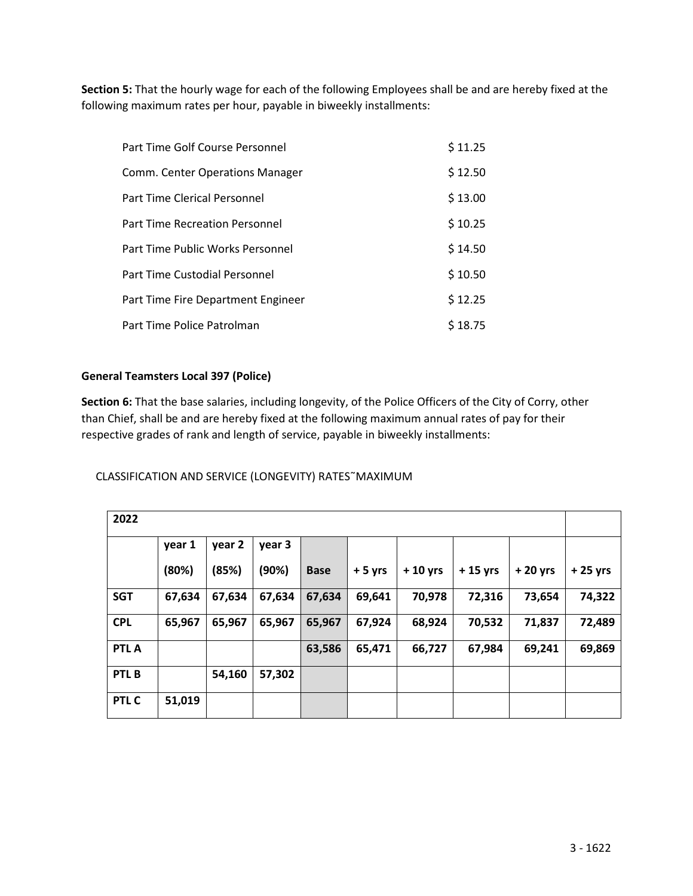**Section 5:** That the hourly wage for each of the following Employees shall be and are hereby fixed at the following maximum rates per hour, payable in biweekly installments:

| | |
|---|---|
| Part Time Golf Course Personnel | $ 11.25 |
| Comm. Center Operations Manager | $ 12.50 |
| Part Time Clerical Personnel | $ 13.00 |
| Part Time Recreation Personnel | $ 10.25 |
| Part Time Public Works Personnel | $ 14.50 |
| Part Time Custodial Personnel | $ 10.50 |
| Part Time Fire Department Engineer | $ 12.25 |
| Part Time Police Patrolman | $ 18.75 |

**General Teamsters Local 397 (Police)**

**Section 6:** That the base salaries, including longevity, of the Police Officers of the City of Corry, other than Chief, shall be and are hereby fixed at the following maximum annual rates of pay for their respective grades of rank and length of service, payable in biweekly installments:

CLASSIFICATION AND SERVICE (LONGEVITY) RATES˜MAXIMUM

| **2022** | | | | | | | | | |
|---|---|---|---|---|---|---|---|---|---|
| | **year 1 (80%)** | **year 2 (85%)** | **year 3 (90%)** | **Base** | **+ 5 yrs** | **+ 10 yrs** | **+ 15 yrs** | **+ 20 yrs** | **+ 25 yrs** |
| **SGT** | **67,634** | **67,634** | **67,634** | **67,634** | **69,641** | **70,978** | **72,316** | **73,654** | **74,322** |
| **CPL** | **65,967** | **65,967** | **65,967** | **65,967** | **67,924** | **68,924** | **70,532** | **71,837** | **72,489** |
| **PTL A** | | | | **63,586** | **65,471** | **66,727** | **67,984** | **69,241** | **69,869** |
| **PTL B** | | **54,160** | **57,302** | | | | | | |
| **PTL C** | **51,019** | | | | | | | | |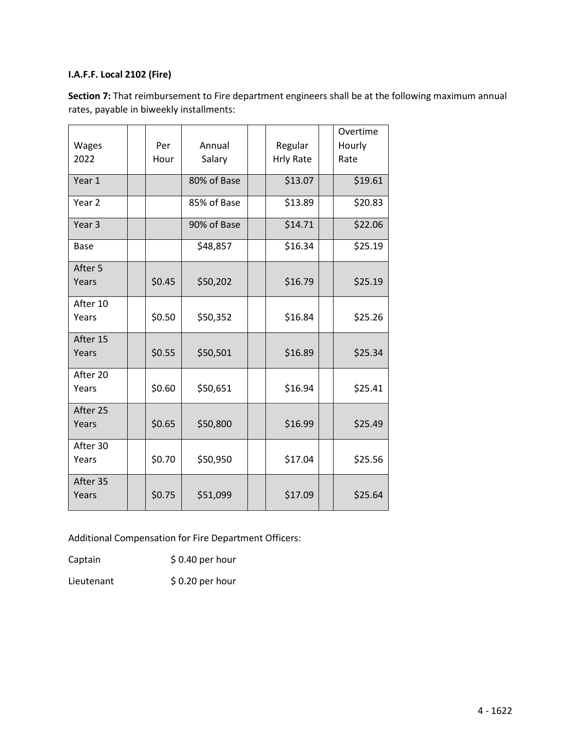**I.A.F.F. Local 2102 (Fire)**

**Section 7:** That reimbursement to Fire department engineers shall be at the following maximum annual rates, payable in biweekly installments:

| Wages 2022 | | Per Hour | Annual Salary | | Regular Hrly Rate | | Overtime Hourly Rate |
|---|---|---|---|---|---|---|---|
| Year 1 | | | 80% of Base | | $13.07 | | $19.61 |
| Year 2 | | | 85% of Base | | $13.89 | | $20.83 |
| Year 3 | | | 90% of Base | | $14.71 | | $22.06 |
| Base | | | $48,857 | | $16.34 | | $25.19 |
| After 5 Years | | $0.45 | $50,202 | | $16.79 | | $25.19 |
| After 10 Years | | $0.50 | $50,352 | | $16.84 | | $25.26 |
| After 15 Years | | $0.55 | $50,501 | | $16.89 | | $25.34 |
| After 20 Years | | $0.60 | $50,651 | | $16.94 | | $25.41 |
| After 25 Years | | $0.65 | $50,800 | | $16.99 | | $25.49 |
| After 30 Years | | $0.70 | $50,950 | | $17.04 | | $25.56 |
| After 35 Years | | $0.75 | $51,099 | | $17.09 | | $25.64 |

Additional Compensation for Fire Department Officers:

Captain $ 0.40 per hour

Lieutenant $ 0.20 per hour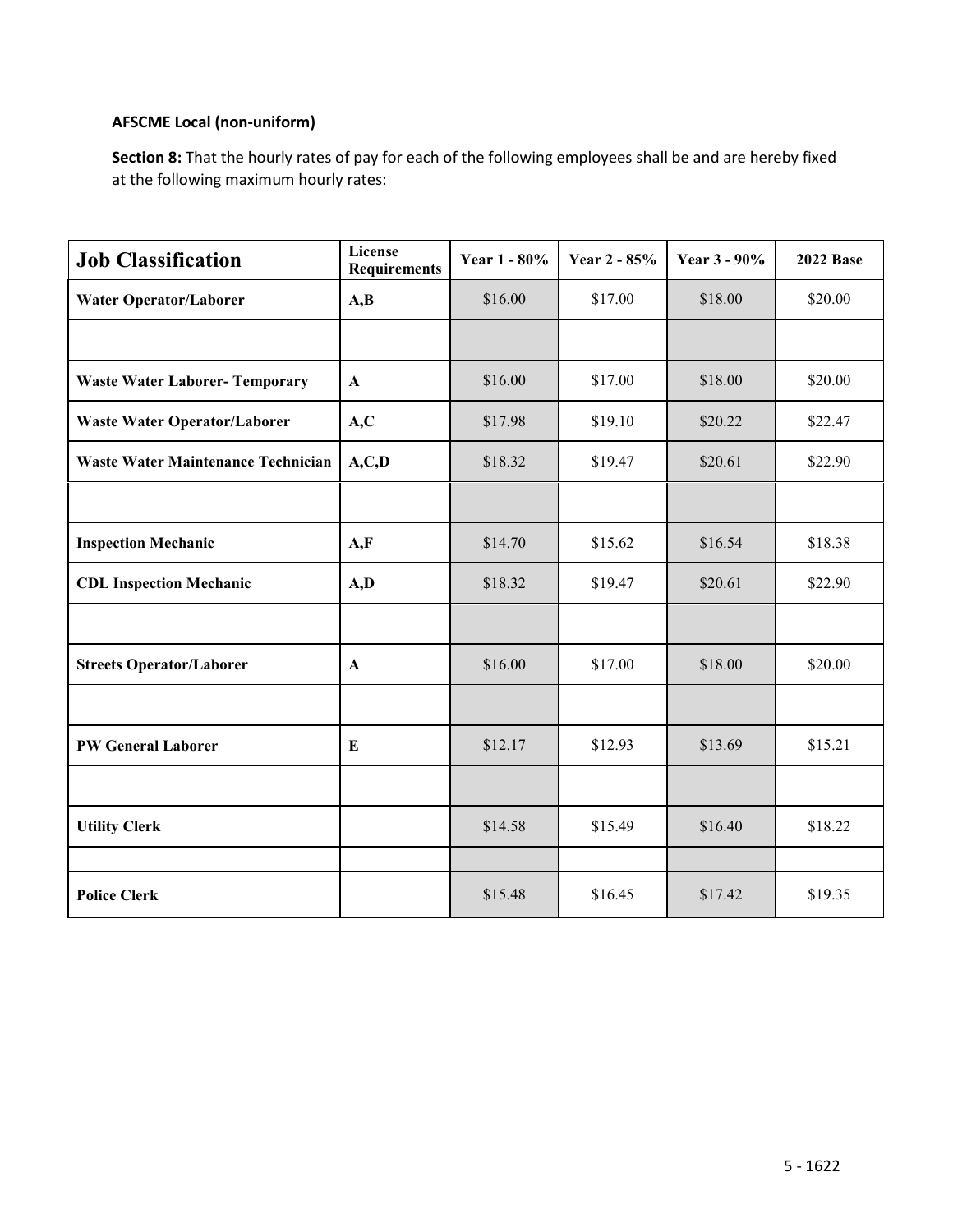**AFSCME Local (non-uniform)**

**Section 8:** That the hourly rates of pay for each of the following employees shall be and are hereby fixed at the following maximum hourly rates:

| Job Classification | License Requirements | Year 1 - 80% | Year 2 - 85% | Year 3 - 90% | 2022 Base |
|---|---|---|---|---|---|
| **Water Operator/Laborer** | **A,B** | $16.00 | $17.00 | $18.00 | $20.00 |
| | | | | | |
| **Waste Water Laborer- Temporary** | **A** | $16.00 | $17.00 | $18.00 | $20.00 |
| **Waste Water Operator/Laborer** | **A,C** | $17.98 | $19.10 | $20.22 | $22.47 |
| **Waste Water Maintenance Technician** | **A,C,D** | $18.32 | $19.47 | $20.61 | $22.90 |
| | | | | | |
| **Inspection Mechanic** | **A,F** | $14.70 | $15.62 | $16.54 | $18.38 |
| **CDL Inspection Mechanic** | **A,D** | $18.32 | $19.47 | $20.61 | $22.90 |
| | | | | | |
| **Streets Operator/Laborer** | **A** | $16.00 | $17.00 | $18.00 | $20.00 |
| | | | | | |
| **PW General Laborer** | **E** | $12.17 | $12.93 | $13.69 | $15.21 |
| | | | | | |
| **Utility Clerk** | | $14.58 | $15.49 | $16.40 | $18.22 |
| | | | | | |
| **Police Clerk** | | $15.48 | $16.45 | $17.42 | $19.35 |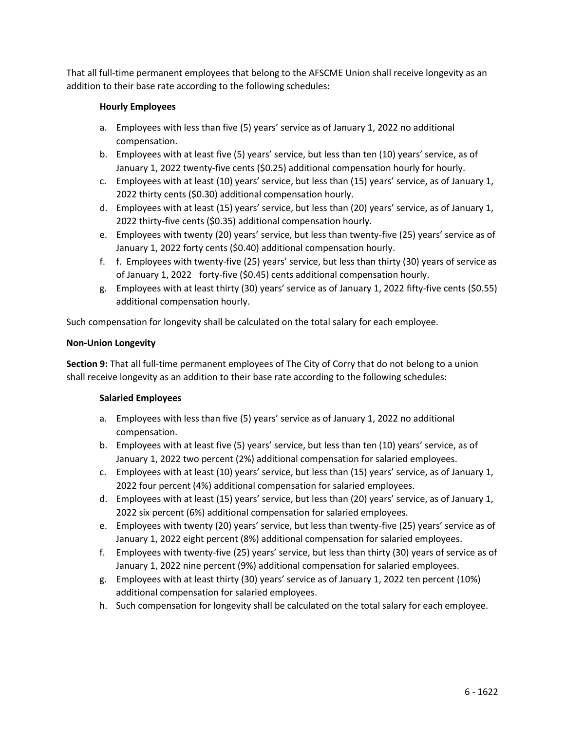That all full-time permanent employees that belong to the AFSCME Union shall receive longevity as an addition to their base rate according to the following schedules:

**Hourly Employees**

a. Employees with less than five (5) years' service as of January 1, 2022 no additional compensation.
b. Employees with at least five (5) years' service, but less than ten (10) years' service, as of January 1, 2022 twenty-five cents ($0.25) additional compensation hourly for hourly.
c. Employees with at least (10) years' service, but less than (15) years' service, as of January 1, 2022 thirty cents ($0.30) additional compensation hourly.
d. Employees with at least (15) years' service, but less than (20) years' service, as of January 1, 2022 thirty-five cents ($0.35) additional compensation hourly.
e. Employees with twenty (20) years' service, but less than twenty-five (25) years' service as of January 1, 2022 forty cents ($0.40) additional compensation hourly.
f. f. Employees with twenty-five (25) years' service, but less than thirty (30) years of service as of January 1, 2022 forty-five ($0.45) cents additional compensation hourly.
g. Employees with at least thirty (30) years' service as of January 1, 2022 fifty-five cents ($0.55) additional compensation hourly.

Such compensation for longevity shall be calculated on the total salary for each employee.

**Non-Union Longevity**

**Section 9:** That all full-time permanent employees of The City of Corry that do not belong to a union shall receive longevity as an addition to their base rate according to the following schedules:

**Salaried Employees**

a. Employees with less than five (5) years' service as of January 1, 2022 no additional compensation.
b. Employees with at least five (5) years' service, but less than ten (10) years' service, as of January 1, 2022 two percent (2%) additional compensation for salaried employees.
c. Employees with at least (10) years' service, but less than (15) years' service, as of January 1, 2022 four percent (4%) additional compensation for salaried employees.
d. Employees with at least (15) years' service, but less than (20) years' service, as of January 1, 2022 six percent (6%) additional compensation for salaried employees.
e. Employees with twenty (20) years' service, but less than twenty-five (25) years' service as of January 1, 2022 eight percent (8%) additional compensation for salaried employees.
f. Employees with twenty-five (25) years' service, but less than thirty (30) years of service as of January 1, 2022 nine percent (9%) additional compensation for salaried employees.
g. Employees with at least thirty (30) years' service as of January 1, 2022 ten percent (10%) additional compensation for salaried employees.
h. Such compensation for longevity shall be calculated on the total salary for each employee.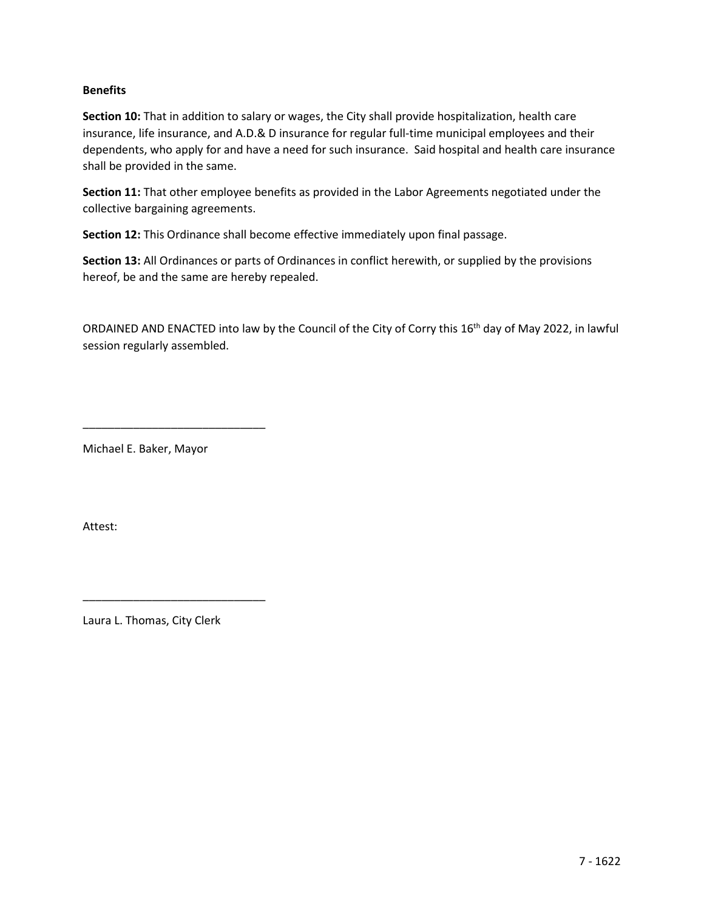**Benefits**

**Section 10:** That in addition to salary or wages, the City shall provide hospitalization, health care insurance, life insurance, and A.D.& D insurance for regular full-time municipal employees and their dependents, who apply for and have a need for such insurance. Said hospital and health care insurance shall be provided in the same.

**Section 11:** That other employee benefits as provided in the Labor Agreements negotiated under the collective bargaining agreements.

**Section 12:** This Ordinance shall become effective immediately upon final passage.

**Section 13:** All Ordinances or parts of Ordinances in conflict herewith, or supplied by the provisions hereof, be and the same are hereby repealed.

ORDAINED AND ENACTED into law by the Council of the City of Corry this 16th day of May 2022, in lawful session regularly assembled.

_____________________________

Michael E. Baker, Mayor

Attest:

_____________________________

Laura L. Thomas, City Clerk